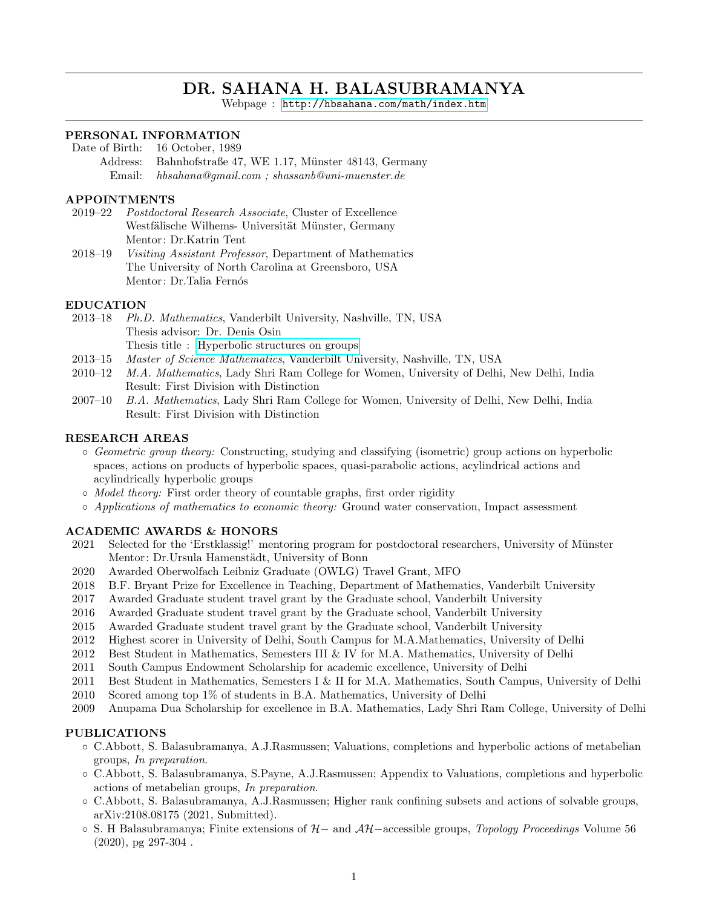# DR. SAHANA H. BALASUBRAMANYA

Webpage : http://hbsahana.com/math/index.htm

## PERSONAL INFORMATION

Date of Birth: 16 October, 1989
Address: Bahnhofstraße 47, WE 1.17, Münster 48143, Germany
Email: *hbsahana@gmail.com ; shassanb@uni-muenster.de*

## APPOINTMENTS

- 2019–22 *Postdoctoral Research Associate*, Cluster of Excellence
  Westfälische Wilhems- Universität Münster, Germany
  Mentor: Dr.Katrin Tent
- 2018–19 *Visiting Assistant Professor*, Department of Mathematics
  The University of North Carolina at Greensboro, USA
  Mentor: Dr.Talia Fernós

## EDUCATION

- 2013–18 *Ph.D. Mathematics*, Vanderbilt University, Nashville, TN, USA
  Thesis advisor: Dr. Denis Osin
  Thesis title : Hyperbolic structures on groups
- 2013–15 *Master of Science Mathematics*, Vanderbilt University, Nashville, TN, USA
- 2010–12 *M.A. Mathematics*, Lady Shri Ram College for Women, University of Delhi, New Delhi, India
  Result: First Division with Distinction
- 2007–10 *B.A. Mathematics*, Lady Shri Ram College for Women, University of Delhi, New Delhi, India
  Result: First Division with Distinction

## RESEARCH AREAS

- *Geometric group theory:* Constructing, studying and classifying (isometric) group actions on hyperbolic spaces, actions on products of hyperbolic spaces, quasi-parabolic actions, acylindrical actions and acylindrically hyperbolic groups
- *Model theory:* First order theory of countable graphs, first order rigidity
- *Applications of mathematics to economic theory:* Ground water conservation, Impact assessment

## ACADEMIC AWARDS & HONORS

- 2021 Selected for the 'Erstklassig!' mentoring program for postdoctoral researchers, University of Münster
  Mentor: Dr.Ursula Hamenstädt, University of Bonn
- 2020 Awarded Oberwolfach Leibniz Graduate (OWLG) Travel Grant, MFO
- 2018 B.F. Bryant Prize for Excellence in Teaching, Department of Mathematics, Vanderbilt University
- 2017 Awarded Graduate student travel grant by the Graduate school, Vanderbilt University
- 2016 Awarded Graduate student travel grant by the Graduate school, Vanderbilt University
- 2015 Awarded Graduate student travel grant by the Graduate school, Vanderbilt University
- 2012 Highest scorer in University of Delhi, South Campus for M.A.Mathematics, University of Delhi
- 2012 Best Student in Mathematics, Semesters III & IV for M.A. Mathematics, University of Delhi
- 2011 South Campus Endowment Scholarship for academic excellence, University of Delhi
- 2011 Best Student in Mathematics, Semesters I & II for M.A. Mathematics, South Campus, University of Delhi
- 2010 Scored among top 1% of students in B.A. Mathematics, University of Delhi
- 2009 Anupama Dua Scholarship for excellence in B.A. Mathematics, Lady Shri Ram College, University of Delhi

## PUBLICATIONS

- C.Abbott, S. Balasubramanya, A.J.Rasmussen; Valuations, completions and hyperbolic actions of metabelian groups, *In preparation*.
- C.Abbott, S. Balasubramanya, S.Payne, A.J.Rasmussen; Appendix to Valuations, completions and hyperbolic actions of metabelian groups, *In preparation*.
- C.Abbott, S. Balasubramanya, A.J.Rasmussen; Higher rank confining subsets and actions of solvable groups, arXiv:2108.08175 (2021, Submitted).
- S. H Balasubramanya; Finite extensions of $\mathcal{H}-$ and $\mathcal{AH}-$accessible groups, *Topology Proceedings* Volume 56 (2020), pg 297-304 .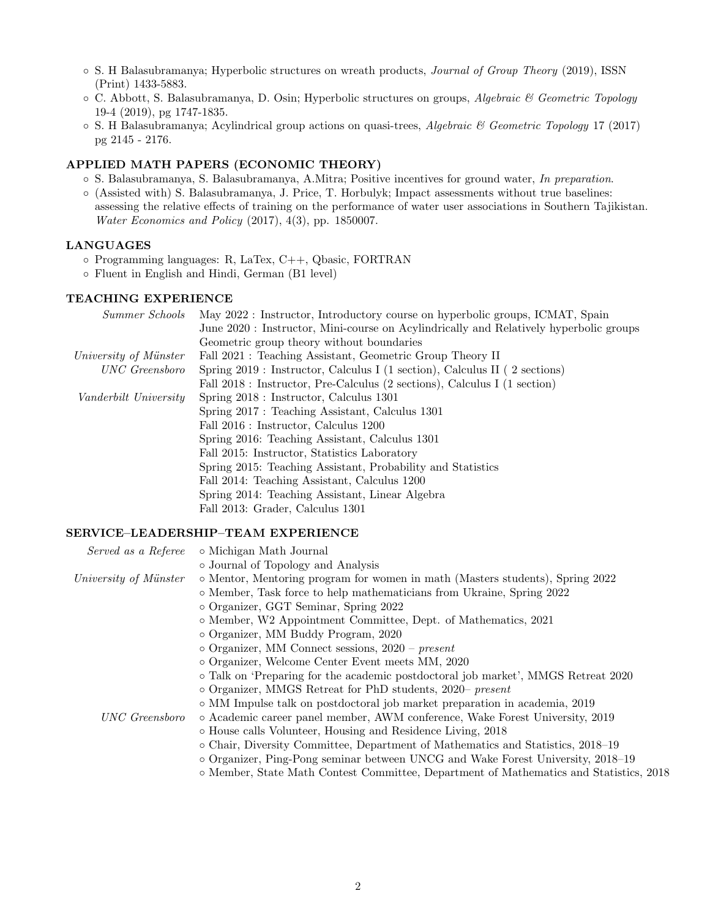- S. H Balasubramanya; Hyperbolic structures on wreath products, *Journal of Group Theory* (2019), ISSN (Print) 1433-5883.
- C. Abbott, S. Balasubramanya, D. Osin; Hyperbolic structures on groups, *Algebraic & Geometric Topology* 19-4 (2019), pg 1747-1835.
- S. H Balasubramanya; Acylindrical group actions on quasi-trees, *Algebraic & Geometric Topology* 17 (2017) pg 2145 - 2176.

## APPLIED MATH PAPERS (ECONOMIC THEORY)

- S. Balasubramanya, S. Balasubramanya, A.Mitra; Positive incentives for ground water, *In preparation*.
- (Assisted with) S. Balasubramanya, J. Price, T. Horbulyk; Impact assessments without true baselines: assessing the relative effects of training on the performance of water user associations in Southern Tajikistan. *Water Economics and Policy* (2017), 4(3), pp. 1850007.

## LANGUAGES

- Programming languages: R, LaTex, C++, Qbasic, FORTRAN
- Fluent in English and Hindi, German (B1 level)

## TEACHING EXPERIENCE

| | |
|---|---|
| *Summer Schools* | May 2022 : Instructor, Introductory course on hyperbolic groups, ICMAT, Spain |
| | June 2020 : Instructor, Mini-course on Acylindrically and Relatively hyperbolic groups Geometric group theory without boundaries |
| *University of Münster* | Fall 2021 : Teaching Assistant, Geometric Group Theory II |
| *UNC Greensboro* | Spring 2019 : Instructor, Calculus I (1 section), Calculus II ( 2 sections) |
| | Fall 2018 : Instructor, Pre-Calculus (2 sections), Calculus I (1 section) |
| *Vanderbilt University* | Spring 2018 : Instructor, Calculus 1301 |
| | Spring 2017 : Teaching Assistant, Calculus 1301 |
| | Fall 2016 : Instructor, Calculus 1200 |
| | Spring 2016: Teaching Assistant, Calculus 1301 |
| | Fall 2015: Instructor, Statistics Laboratory |
| | Spring 2015: Teaching Assistant, Probability and Statistics |
| | Fall 2014: Teaching Assistant, Calculus 1200 |
| | Spring 2014: Teaching Assistant, Linear Algebra |
| | Fall 2013: Grader, Calculus 1301 |

## SERVICE–LEADERSHIP–TEAM EXPERIENCE

| | |
|---|---|
| *Served as a Referee* | ◦ Michigan Math Journal |
| | ◦ Journal of Topology and Analysis |
| *University of Münster* | ◦ Mentor, Mentoring program for women in math (Masters students), Spring 2022 |
| | ◦ Member, Task force to help mathematicians from Ukraine, Spring 2022 |
| | ◦ Organizer, GGT Seminar, Spring 2022 |
| | ◦ Member, W2 Appointment Committee, Dept. of Mathematics, 2021 |
| | ◦ Organizer, MM Buddy Program, 2020 |
| | ◦ Organizer, MM Connect sessions, 2020 – *present* |
| | ◦ Organizer, Welcome Center Event meets MM, 2020 |
| | ◦ Talk on 'Preparing for the academic postdoctoral job market', MMGS Retreat 2020 |
| | ◦ Organizer, MMGS Retreat for PhD students, 2020– *present* |
| | ◦ MM Impulse talk on postdoctoral job market preparation in academia, 2019 |
| *UNC Greensboro* | ◦ Academic career panel member, AWM conference, Wake Forest University, 2019 |
| | ◦ House calls Volunteer, Housing and Residence Living, 2018 |
| | ◦ Chair, Diversity Committee, Department of Mathematics and Statistics, 2018–19 |
| | ◦ Organizer, Ping-Pong seminar between UNCG and Wake Forest University, 2018–19 |
| | ◦ Member, State Math Contest Committee, Department of Mathematics and Statistics, 2018 |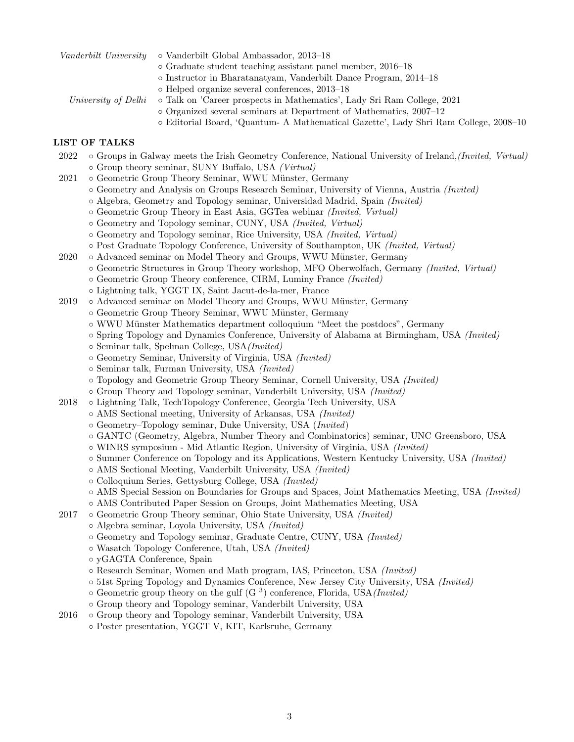*Vanderbilt University*
- Vanderbilt Global Ambassador, 2013–18
- Graduate student teaching assistant panel member, 2016–18
- Instructor in Bharatanatyam, Vanderbilt Dance Program, 2014–18
- Helped organize several conferences, 2013–18

*University of Delhi*
- Talk on 'Career prospects in Mathematics', Lady Sri Ram College, 2021
- Organized several seminars at Department of Mathematics, 2007–12
- Editorial Board, 'Quantum- A Mathematical Gazette', Lady Shri Ram College, 2008–10

## LIST OF TALKS

**2022**
- Groups in Galway meets the Irish Geometry Conference, National University of Ireland,*(Invited, Virtual)*
- Group theory seminar, SUNY Buffalo, USA *(Virtual)*

**2021**
- Geometric Group Theory Seminar, WWU Münster, Germany
- Geometry and Analysis on Groups Research Seminar, University of Vienna, Austria *(Invited)*
- Algebra, Geometry and Topology seminar, Universidad Madrid, Spain *(Invited)*
- Geometric Group Theory in East Asia, GGTea webinar *(Invited, Virtual)*
- Geometry and Topology seminar, CUNY, USA *(Invited, Virtual)*
- Geometry and Topology seminar, Rice University, USA *(Invited, Virtual)*
- Post Graduate Topology Conference, University of Southampton, UK *(Invited, Virtual)*

**2020**
- Advanced seminar on Model Theory and Groups, WWU Münster, Germany
- Geometric Structures in Group Theory workshop, MFO Oberwolfach, Germany *(Invited, Virtual)*
- Geometric Group Theory conference, CIRM, Luminy France *(Invited)*
- Lightning talk, YGGT IX, Saint Jacut-de-la-mer, France

**2019**
- Advanced seminar on Model Theory and Groups, WWU Münster, Germany
- Geometric Group Theory Seminar, WWU Münster, Germany
- WWU Münster Mathematics department colloquium "Meet the postdocs", Germany
- Spring Topology and Dynamics Conference, University of Alabama at Birmingham, USA *(Invited)*
- Seminar talk, Spelman College, USA*(Invited)*
- Geometry Seminar, University of Virginia, USA *(Invited)*
- Seminar talk, Furman University, USA *(Invited)*
- Topology and Geometric Group Theory Seminar, Cornell University, USA *(Invited)*
- Group Theory and Topology seminar, Vanderbilt University, USA *(Invited)*

**2018**
- Lightning Talk, TechTopology Conference, Georgia Tech University, USA
- AMS Sectional meeting, University of Arkansas, USA *(Invited)*
- Geometry–Topology seminar, Duke University, USA (*Invited*)
- GANTC (Geometry, Algebra, Number Theory and Combinatorics) seminar, UNC Greensboro, USA
- WINRS symposium - Mid Atlantic Region, University of Virginia, USA *(Invited)*
- Summer Conference on Topology and its Applications, Western Kentucky University, USA *(Invited)*
- AMS Sectional Meeting, Vanderbilt University, USA *(Invited)*
- Colloquium Series, Gettysburg College, USA *(Invited)*
- AMS Special Session on Boundaries for Groups and Spaces, Joint Mathematics Meeting, USA *(Invited)*
- AMS Contributed Paper Session on Groups, Joint Mathematics Meeting, USA

**2017**
- Geometric Group Theory seminar, Ohio State University, USA *(Invited)*
- Algebra seminar, Loyola University, USA *(Invited)*
- Geometry and Topology seminar, Graduate Centre, CUNY, USA *(Invited)*
- Wasatch Topology Conference, Utah, USA *(Invited)*
- yGAGTA Conference, Spain
- Research Seminar, Women and Math program, IAS, Princeton, USA *(Invited)*
- 51st Spring Topology and Dynamics Conference, New Jersey City University, USA *(Invited)*
- Geometric group theory on the gulf ($G^3$) conference, Florida, USA*(Invited)*
- Group theory and Topology seminar, Vanderbilt University, USA

**2016**
- Group theory and Topology seminar, Vanderbilt University, USA
- Poster presentation, YGGT V, KIT, Karlsruhe, Germany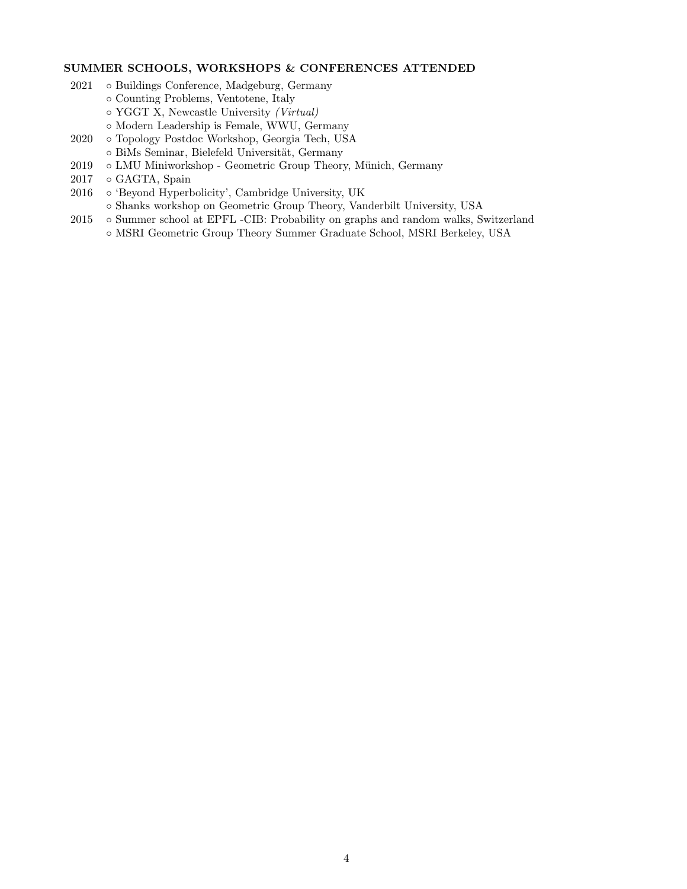### SUMMER SCHOOLS, WORKSHOPS & CONFERENCES ATTENDED

2021
- Buildings Conference, Madgeburg, Germany
- Counting Problems, Ventotene, Italy
- YGGT X, Newcastle University *(Virtual)*
- Modern Leadership is Female, WWU, Germany

2020
- Topology Postdoc Workshop, Georgia Tech, USA
- BiMs Seminar, Bielefeld Universität, Germany

2019
- LMU Miniworkshop - Geometric Group Theory, Münich, Germany

2017
- GAGTA, Spain

2016
- 'Beyond Hyperbolicity', Cambridge University, UK
- Shanks workshop on Geometric Group Theory, Vanderbilt University, USA

2015
- Summer school at EPFL -CIB: Probability on graphs and random walks, Switzerland
- MSRI Geometric Group Theory Summer Graduate School, MSRI Berkeley, USA